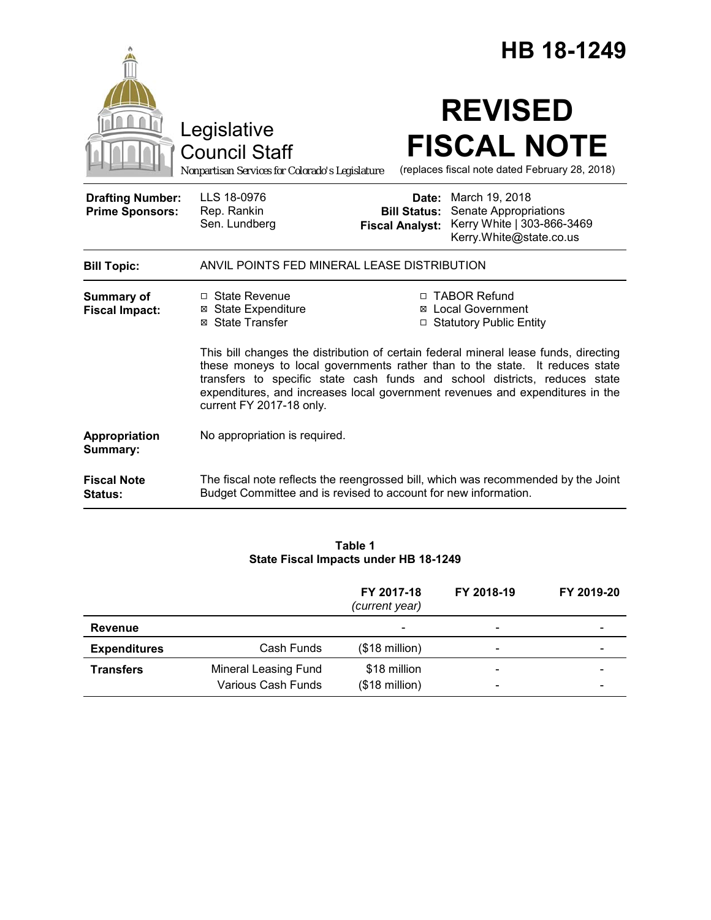# HB 18-1249

Legislative Council Staff

*Nonpartisan Services for Colorado's Legislature*

# REVISED FISCAL NOTE

(replaces fiscal note dated February 28, 2018)

| | | | |
|---|---|---|---|
| **Drafting Number:** | LLS 18-0976 | **Date:** | March 19, 2018 |
| **Prime Sponsors:** | Rep. Rankin<br>Sen. Lundberg | **Bill Status:** | Senate Appropriations |
| | | **Fiscal Analyst:** | Kerry White \| 303-866-3469<br>Kerry.White@state.co.us |

| | |
|---|---|
| **Bill Topic:** | ANVIL POINTS FED MINERAL LEASE DISTRIBUTION |
| **Summary of Fiscal Impact:** | ☐ State Revenue<br>☒ State Expenditure<br>☒ State Transfer<br>☐ TABOR Refund<br>☒ Local Government<br>☐ Statutory Public Entity<br><br>This bill changes the distribution of certain federal mineral lease funds, directing these moneys to local governments rather than to the state. It reduces state transfers to specific state cash funds and school districts, reduces state expenditures, and increases local government revenues and expenditures in the current FY 2017-18 only. |
| **Appropriation Summary:** | No appropriation is required. |
| **Fiscal Note Status:** | The fiscal note reflects the reengrossed bill, which was recommended by the Joint Budget Committee and is revised to account for new information. |

**Table 1**
**State Fiscal Impacts under HB 18-1249**

| | | FY 2017-18 *(current year)* | FY 2018-19 | FY 2019-20 |
|---|---|---|---|---|
| **Revenue** | | - | - | - |
| **Expenditures** | Cash Funds | ($18 million) | - | - |
| **Transfers** | Mineral Leasing Fund | $18 million | - | - |
| | Various Cash Funds | ($18 million) | - | - |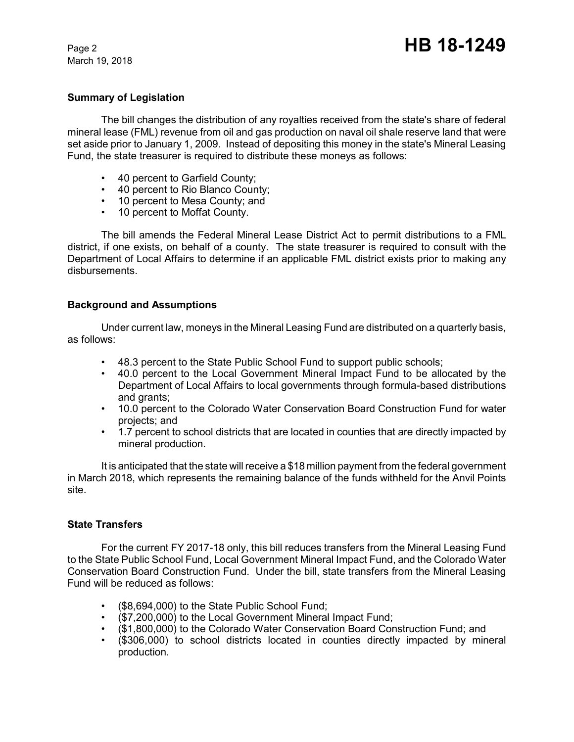### Summary of Legislation

The bill changes the distribution of any royalties received from the state's share of federal mineral lease (FML) revenue from oil and gas production on naval oil shale reserve land that were set aside prior to January 1, 2009. Instead of depositing this money in the state's Mineral Leasing Fund, the state treasurer is required to distribute these moneys as follows:

- 40 percent to Garfield County;
- 40 percent to Rio Blanco County;
- 10 percent to Mesa County; and
- 10 percent to Moffat County.

The bill amends the Federal Mineral Lease District Act to permit distributions to a FML district, if one exists, on behalf of a county. The state treasurer is required to consult with the Department of Local Affairs to determine if an applicable FML district exists prior to making any disbursements.

### Background and Assumptions

Under current law, moneys in the Mineral Leasing Fund are distributed on a quarterly basis, as follows:

- 48.3 percent to the State Public School Fund to support public schools;
- 40.0 percent to the Local Government Mineral Impact Fund to be allocated by the Department of Local Affairs to local governments through formula-based distributions and grants;
- 10.0 percent to the Colorado Water Conservation Board Construction Fund for water projects; and
- 1.7 percent to school districts that are located in counties that are directly impacted by mineral production.

It is anticipated that the state will receive a $18 million payment from the federal government in March 2018, which represents the remaining balance of the funds withheld for the Anvil Points site.

### State Transfers

For the current FY 2017-18 only, this bill reduces transfers from the Mineral Leasing Fund to the State Public School Fund, Local Government Mineral Impact Fund, and the Colorado Water Conservation Board Construction Fund. Under the bill, state transfers from the Mineral Leasing Fund will be reduced as follows:

- ($8,694,000) to the State Public School Fund;
- ($7,200,000) to the Local Government Mineral Impact Fund;
- ($1,800,000) to the Colorado Water Conservation Board Construction Fund; and
- ($306,000) to school districts located in counties directly impacted by mineral production.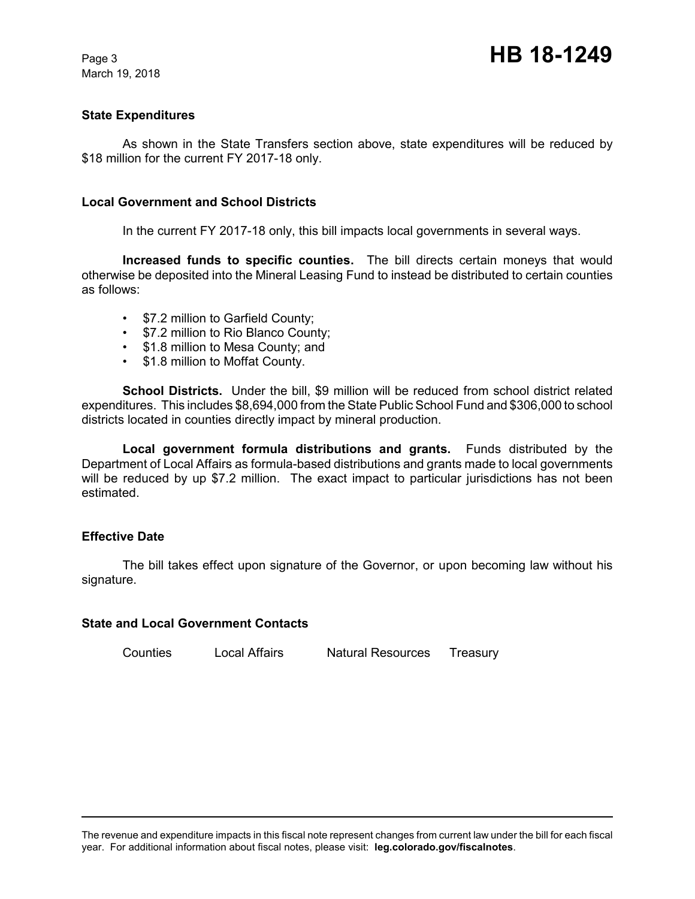### State Expenditures

As shown in the State Transfers section above, state expenditures will be reduced by $18 million for the current FY 2017-18 only.

### Local Government and School Districts

In the current FY 2017-18 only, this bill impacts local governments in several ways.

**Increased funds to specific counties.** The bill directs certain moneys that would otherwise be deposited into the Mineral Leasing Fund to instead be distributed to certain counties as follows:

- $7.2 million to Garfield County;
- $7.2 million to Rio Blanco County;
- $1.8 million to Mesa County; and
- $1.8 million to Moffat County.

**School Districts.** Under the bill, $9 million will be reduced from school district related expenditures. This includes $8,694,000 from the State Public School Fund and $306,000 to school districts located in counties directly impact by mineral production.

**Local government formula distributions and grants.** Funds distributed by the Department of Local Affairs as formula-based distributions and grants made to local governments will be reduced by up $7.2 million. The exact impact to particular jurisdictions has not been estimated.

### Effective Date

The bill takes effect upon signature of the Governor, or upon becoming law without his signature.

### State and Local Government Contacts

Counties    Local Affairs    Natural Resources    Treasury

The revenue and expenditure impacts in this fiscal note represent changes from current law under the bill for each fiscal year. For additional information about fiscal notes, please visit: **leg.colorado.gov/fiscalnotes**.